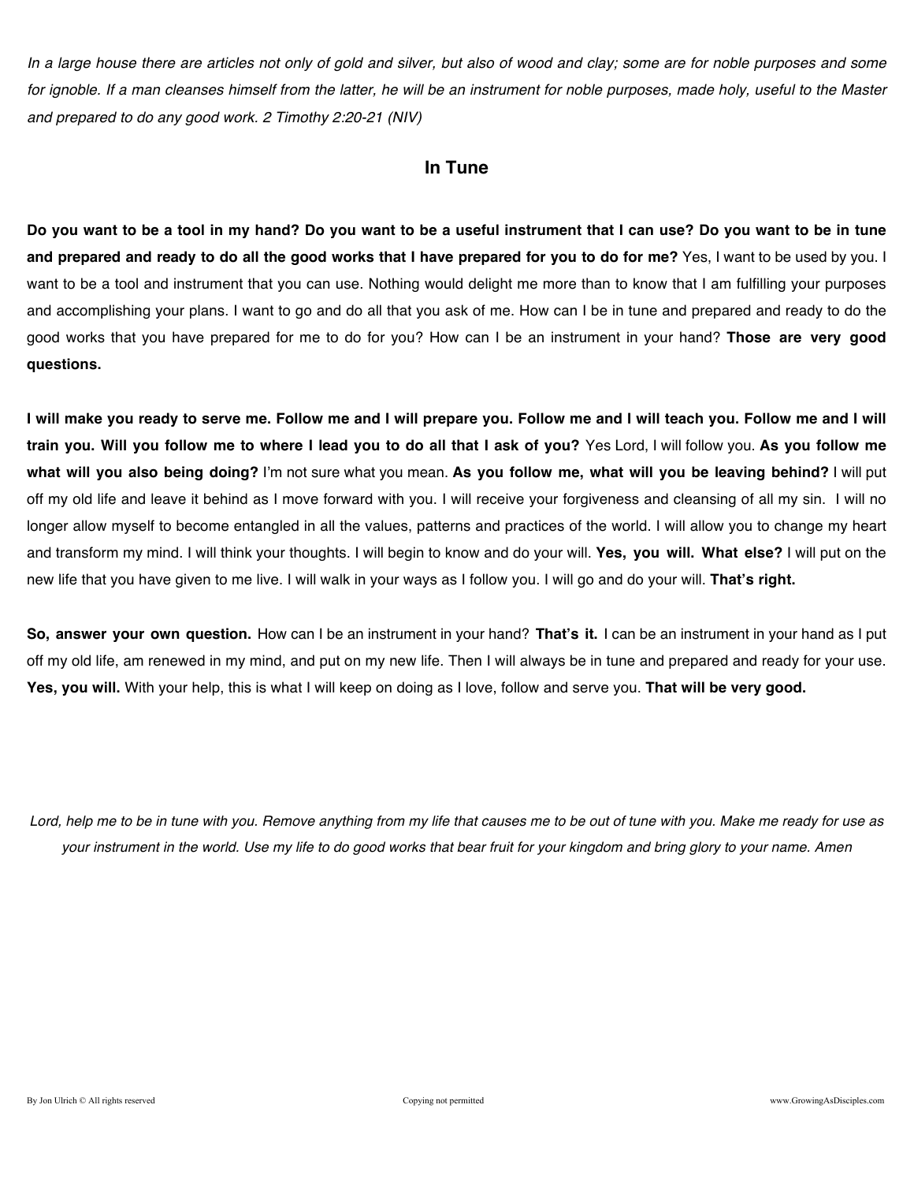*In a large house there are articles not only of gold and silver, but also of wood and clay; some are for noble purposes and some for ignoble. If a man cleanses himself from the latter, he will be an instrument for noble purposes, made holy, useful to the Master and prepared to do any good work. 2 Timothy 2:20-21 (NIV)*

## In Tune

**Do you want to be a tool in my hand? Do you want to be a useful instrument that I can use? Do you want to be in tune and prepared and ready to do all the good works that I have prepared for you to do for me?** Yes, I want to be used by you. I want to be a tool and instrument that you can use. Nothing would delight me more than to know that I am fulfilling your purposes and accomplishing your plans. I want to go and do all that you ask of me. How can I be in tune and prepared and ready to do the good works that you have prepared for me to do for you? How can I be an instrument in your hand? **Those are very good questions.**

**I will make you ready to serve me. Follow me and I will prepare you. Follow me and I will teach you. Follow me and I will train you. Will you follow me to where I lead you to do all that I ask of you?** Yes Lord, I will follow you. **As you follow me what will you also being doing?** I'm not sure what you mean. **As you follow me, what will you be leaving behind?** I will put off my old life and leave it behind as I move forward with you. I will receive your forgiveness and cleansing of all my sin. I will no longer allow myself to become entangled in all the values, patterns and practices of the world. I will allow you to change my heart and transform my mind. I will think your thoughts. I will begin to know and do your will. **Yes, you will. What else?** I will put on the new life that you have given to me live. I will walk in your ways as I follow you. I will go and do your will. **That's right.**

**So, answer your own question.** How can I be an instrument in your hand? **That's it.** I can be an instrument in your hand as I put off my old life, am renewed in my mind, and put on my new life. Then I will always be in tune and prepared and ready for your use. **Yes, you will.** With your help, this is what I will keep on doing as I love, follow and serve you. **That will be very good.**

*Lord, help me to be in tune with you. Remove anything from my life that causes me to be out of tune with you. Make me ready for use as your instrument in the world. Use my life to do good works that bear fruit for your kingdom and bring glory to your name. Amen*

By Jon Ulrich © All rights reserved Copying not permitted www.GrowingAsDisciples.com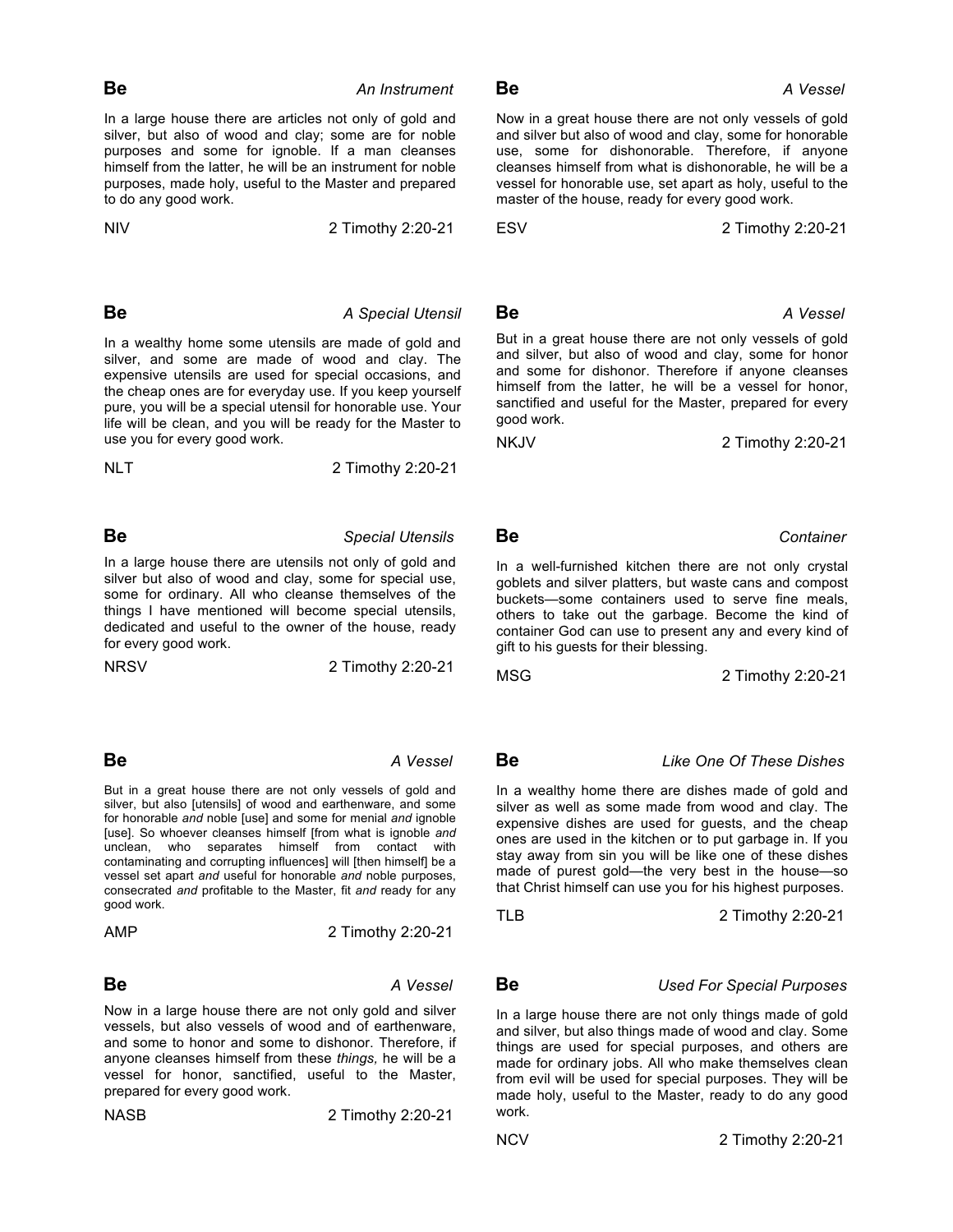**Be** *An Instrument*

In a large house there are articles not only of gold and silver, but also of wood and clay; some are for noble purposes and some for ignoble. If a man cleanses himself from the latter, he will be an instrument for noble purposes, made holy, useful to the Master and prepared to do any good work.

NIV 2 Timothy 2:20-21

**Be** *A Vessel*

Now in a great house there are not only vessels of gold and silver but also of wood and clay, some for honorable use, some for dishonorable. Therefore, if anyone cleanses himself from what is dishonorable, he will be a vessel for honorable use, set apart as holy, useful to the master of the house, ready for every good work.

ESV 2 Timothy 2:20-21

**Be** *A Special Utensil*

In a wealthy home some utensils are made of gold and silver, and some are made of wood and clay. The expensive utensils are used for special occasions, and the cheap ones are for everyday use. If you keep yourself pure, you will be a special utensil for honorable use. Your life will be clean, and you will be ready for the Master to use you for every good work.

NLT 2 Timothy 2:20-21

**Be** *A Vessel*

But in a great house there are not only vessels of gold and silver, but also of wood and clay, some for honor and some for dishonor. Therefore if anyone cleanses himself from the latter, he will be a vessel for honor, sanctified and useful for the Master, prepared for every good work.

NKJV 2 Timothy 2:20-21

**Be** *Special Utensils*

In a large house there are utensils not only of gold and silver but also of wood and clay, some for special use, some for ordinary. All who cleanse themselves of the things I have mentioned will become special utensils, dedicated and useful to the owner of the house, ready for every good work.

NRSV 2 Timothy 2:20-21

**Be** *Container*

In a well-furnished kitchen there are not only crystal goblets and silver platters, but waste cans and compost buckets—some containers used to serve fine meals, others to take out the garbage. Become the kind of container God can use to present any and every kind of gift to his guests for their blessing.

MSG 2 Timothy 2:20-21

**Be** *A Vessel*

But in a great house there are not only vessels of gold and silver, but also [utensils] of wood and earthenware, and some for honorable *and* noble [use] and some for menial *and* ignoble [use]. So whoever cleanses himself [from what is ignoble *and* unclean, who separates himself from contact with contaminating and corrupting influences] will [then himself] be a vessel set apart *and* useful for honorable *and* noble purposes, consecrated *and* profitable to the Master, fit *and* ready for any good work.

AMP 2 Timothy 2:20-21

**Be** *Like One Of These Dishes*

In a wealthy home there are dishes made of gold and silver as well as some made from wood and clay. The expensive dishes are used for guests, and the cheap ones are used in the kitchen or to put garbage in. If you stay away from sin you will be like one of these dishes made of purest gold—the very best in the house—so that Christ himself can use you for his highest purposes.

TLB 2 Timothy 2:20-21

**Be** *A Vessel*

Now in a large house there are not only gold and silver vessels, but also vessels of wood and of earthenware, and some to honor and some to dishonor. Therefore, if anyone cleanses himself from these *things,* he will be a vessel for honor, sanctified, useful to the Master, prepared for every good work.

NASB 2 Timothy 2:20-21

**Be** *Used For Special Purposes*

In a large house there are not only things made of gold and silver, but also things made of wood and clay. Some things are used for special purposes, and others are made for ordinary jobs. All who make themselves clean from evil will be used for special purposes. They will be made holy, useful to the Master, ready to do any good work.

NCV 2 Timothy 2:20-21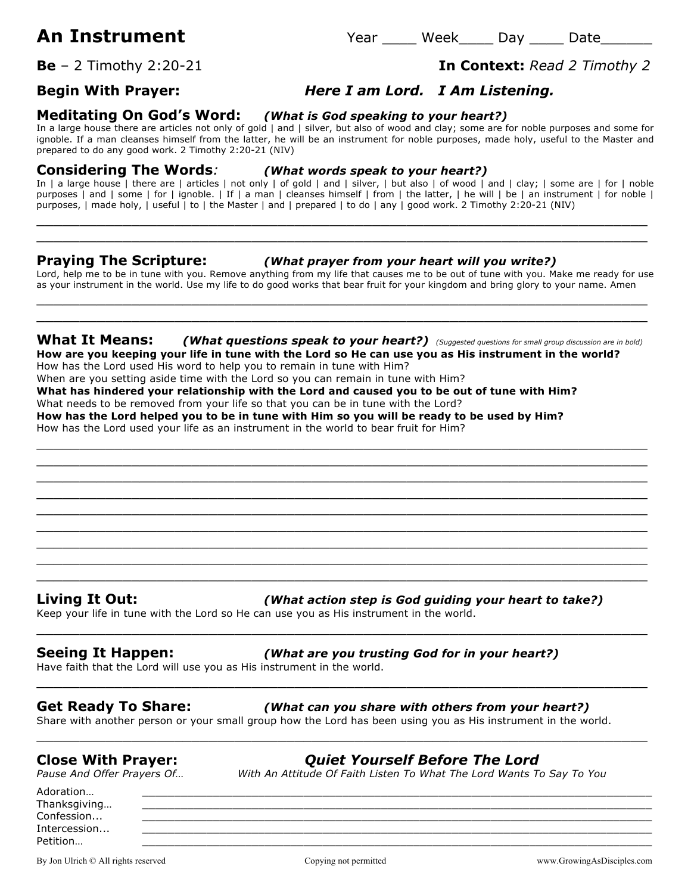# An Instrument

Year ____ Week____ Day ____ Date______

**Be** – 2 Timothy 2:20-21 **In Context:** *Read 2 Timothy 2*

**Begin With Prayer:** ***Here I am Lord. I Am Listening.***

## Meditating On God's Word: *(What is God speaking to your heart?)*

In a large house there are articles not only of gold | and | silver, but also of wood and clay; some are for noble purposes and some for ignoble. If a man cleanses himself from the latter, he will be an instrument for noble purposes, made holy, useful to the Master and prepared to do any good work. 2 Timothy 2:20-21 (NIV)

## Considering The Words*:* *(What words speak to your heart?)*

In | a large house | there are | articles | not only | of gold | and | silver, | but also | of wood | and | clay; | some are | for | noble purposes | and | some | for | ignoble. | If | a man | cleanses himself | from | the latter, | he will | be | an instrument | for noble | purposes, | made holy, | useful | to | the Master | and | prepared | to do | any | good work. 2 Timothy 2:20-21 (NIV)

_______________________________________________________________________________

_______________________________________________________________________________

## Praying The Scripture: *(What prayer from your heart will you write?)*

Lord, help me to be in tune with you. Remove anything from my life that causes me to be out of tune with you. Make me ready for use as your instrument in the world. Use my life to do good works that bear fruit for your kingdom and bring glory to your name. Amen

_______________________________________________________________________________

_______________________________________________________________________________

## What It Means: *(What questions speak to your heart?)* *(Suggested questions for small group discussion are in bold)*

**How are you keeping your life in tune with the Lord so He can use you as His instrument in the world?**
How has the Lord used His word to help you to remain in tune with Him?
When are you setting aside time with the Lord so you can remain in tune with Him?
**What has hindered your relationship with the Lord and caused you to be out of tune with Him?**
What needs to be removed from your life so that you can be in tune with the Lord?
**How has the Lord helped you to be in tune with Him so you will be ready to be used by Him?**
How has the Lord used your life as an instrument in the world to bear fruit for Him?

_______________________________________________________________________________

_______________________________________________________________________________

_______________________________________________________________________________

_______________________________________________________________________________

_______________________________________________________________________________

_______________________________________________________________________________

_______________________________________________________________________________

_______________________________________________________________________________

_______________________________________________________________________________

## Living It Out: *(What action step is God guiding your heart to take?)*

Keep your life in tune with the Lord so He can use you as His instrument in the world.

_______________________________________________________________________________

## Seeing It Happen: *(What are you trusting God for in your heart?)*

Have faith that the Lord will use you as His instrument in the world.

_______________________________________________________________________________

## Get Ready To Share: *(What can you share with others from your heart?)*

Share with another person or your small group how the Lord has been using you as His instrument in the world.

_______________________________________________________________________________

## Close With Prayer: ***Quiet Yourself Before The Lord***

*Pause And Offer Prayers Of…* *With An Attitude Of Faith Listen To What The Lord Wants To Say To You*

Adoration… _______________________________________________________________

Thanksgiving… _______________________________________________________________

Confession... _______________________________________________________________

Intercession... _______________________________________________________________

Petition… _______________________________________________________________

By Jon Ulrich © All rights reserved Copying not permitted www.GrowingAsDisciples.com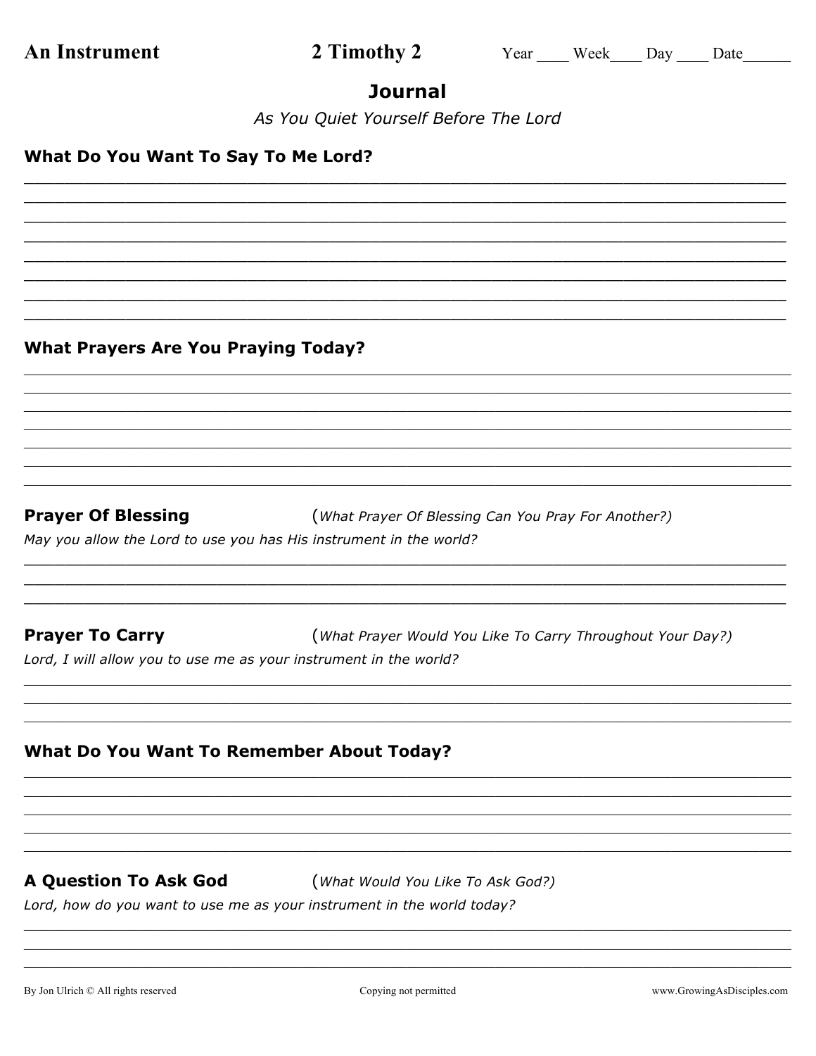**An Instrument** **2 Timothy 2** Year ____ Week____ Day ____ Date______

## Journal

*As You Quiet Yourself Before The Lord*

### What Do You Want To Say To Me Lord?

________________________________________________________________________________
________________________________________________________________________________
________________________________________________________________________________
________________________________________________________________________________
________________________________________________________________________________
________________________________________________________________________________
________________________________________________________________________________
________________________________________________________________________________

### What Prayers Are You Praying Today?

________________________________________________________________________________
________________________________________________________________________________
________________________________________________________________________________
________________________________________________________________________________
________________________________________________________________________________
________________________________________________________________________________
________________________________________________________________________________

### Prayer Of Blessing (*What Prayer Of Blessing Can You Pray For Another?*)

*May you allow the Lord to use you has His instrument in the world?*

________________________________________________________________________________
________________________________________________________________________________
________________________________________________________________________________

### Prayer To Carry (*What Prayer Would You Like To Carry Throughout Your Day?*)

*Lord, I will allow you to use me as your instrument in the world?*

________________________________________________________________________________
________________________________________________________________________________
________________________________________________________________________________

### What Do You Want To Remember About Today?

________________________________________________________________________________
________________________________________________________________________________
________________________________________________________________________________
________________________________________________________________________________
________________________________________________________________________________

### A Question To Ask God (*What Would You Like To Ask God?*)

*Lord, how do you want to use me as your instrument in the world today?*

________________________________________________________________________________
________________________________________________________________________________
________________________________________________________________________________

By Jon Ulrich © All rights reserved Copying not permitted www.GrowingAsDisciples.com